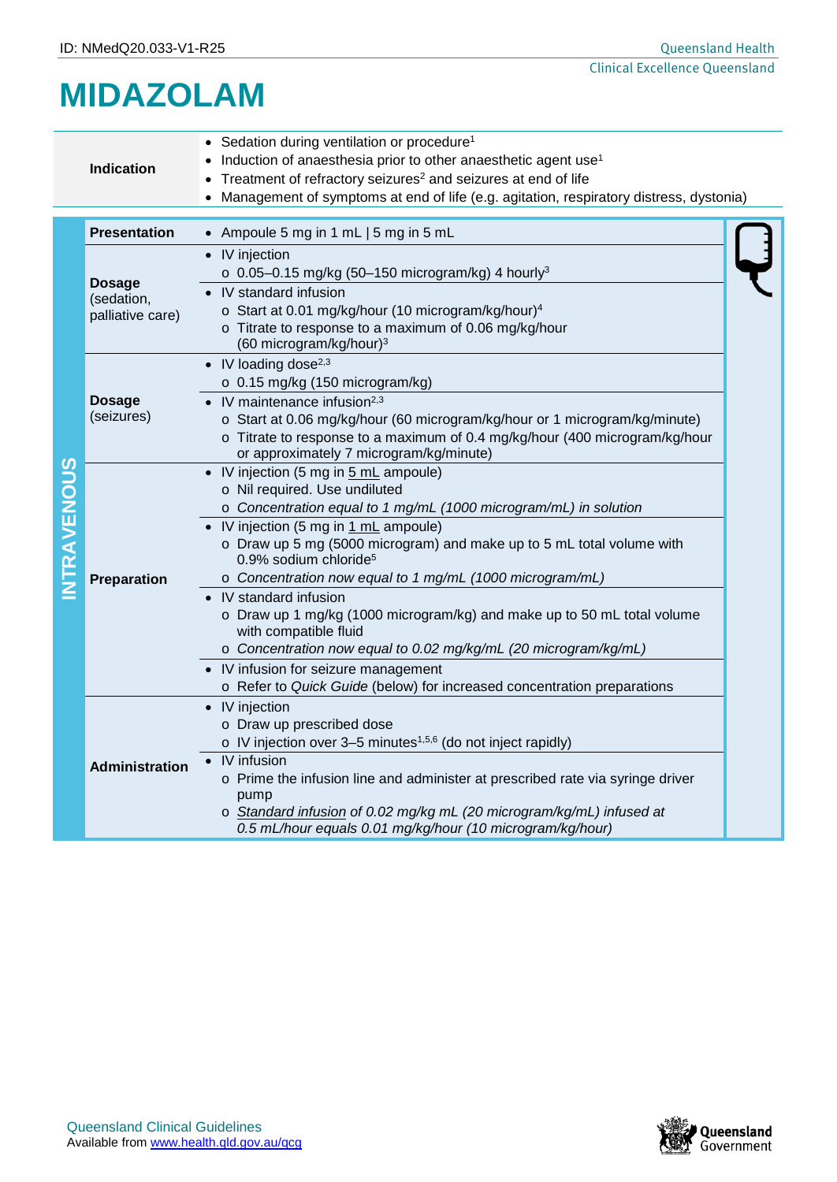# MIDAZOLAM

| | |
|---|---|
| **Indication** | • Sedation during ventilation or procedure[1]<br>• Induction of anaesthesia prior to other anaesthetic agent use[1]<br>• Treatment of refractory seizures[2] and seizures at end of life<br>• Management of symptoms at end of life (e.g. agitation, respiratory distress, dystonia) |

**INTRAVENOUS**

| | |
|---|---|
| **Presentation** | • Ampoule 5 mg in 1 mL \| 5 mg in 5 mL |
| **Dosage** (sedation, palliative care) | • IV injection<br>o 0.05–0.15 mg/kg (50–150 microgram/kg) 4 hourly[3]<br>• IV standard infusion<br>o Start at 0.01 mg/kg/hour (10 microgram/kg/hour)[4]<br>o Titrate to response to a maximum of 0.06 mg/kg/hour (60 microgram/kg/hour)[3] |
| **Dosage** (seizures) | • IV loading dose[2,3]<br>o 0.15 mg/kg (150 microgram/kg)<br>• IV maintenance infusion[2,3]<br>o Start at 0.06 mg/kg/hour (60 microgram/kg/hour or 1 microgram/kg/minute)<br>o Titrate to response to a maximum of 0.4 mg/kg/hour (400 microgram/kg/hour or approximately 7 microgram/kg/minute) |
| **Preparation** | • IV injection (5 mg in 5 mL ampoule)<br>o Nil required. Use undiluted<br>o *Concentration equal to 1 mg/mL (1000 microgram/mL) in solution*<br>• IV injection (5 mg in 1 mL ampoule)<br>o Draw up 5 mg (5000 microgram) and make up to 5 mL total volume with 0.9% sodium chloride[5]<br>o *Concentration now equal to 1 mg/mL (1000 microgram/mL)*<br>• IV standard infusion<br>o Draw up 1 mg/kg (1000 microgram/kg) and make up to 50 mL total volume with compatible fluid<br>o *Concentration now equal to 0.02 mg/kg/mL (20 microgram/kg/mL)*<br>• IV infusion for seizure management<br>o Refer to *Quick Guide* (below) for increased concentration preparations |
| **Administration** | • IV injection<br>o Draw up prescribed dose<br>o IV injection over 3–5 minutes[1,5,6] (do not inject rapidly)<br>• IV infusion<br>o Prime the infusion line and administer at prescribed rate via syringe driver pump<br>o *Standard infusion of 0.02 mg/kg mL (20 microgram/kg/mL) infused at 0.5 mL/hour equals 0.01 mg/kg/hour (10 microgram/kg/hour)* |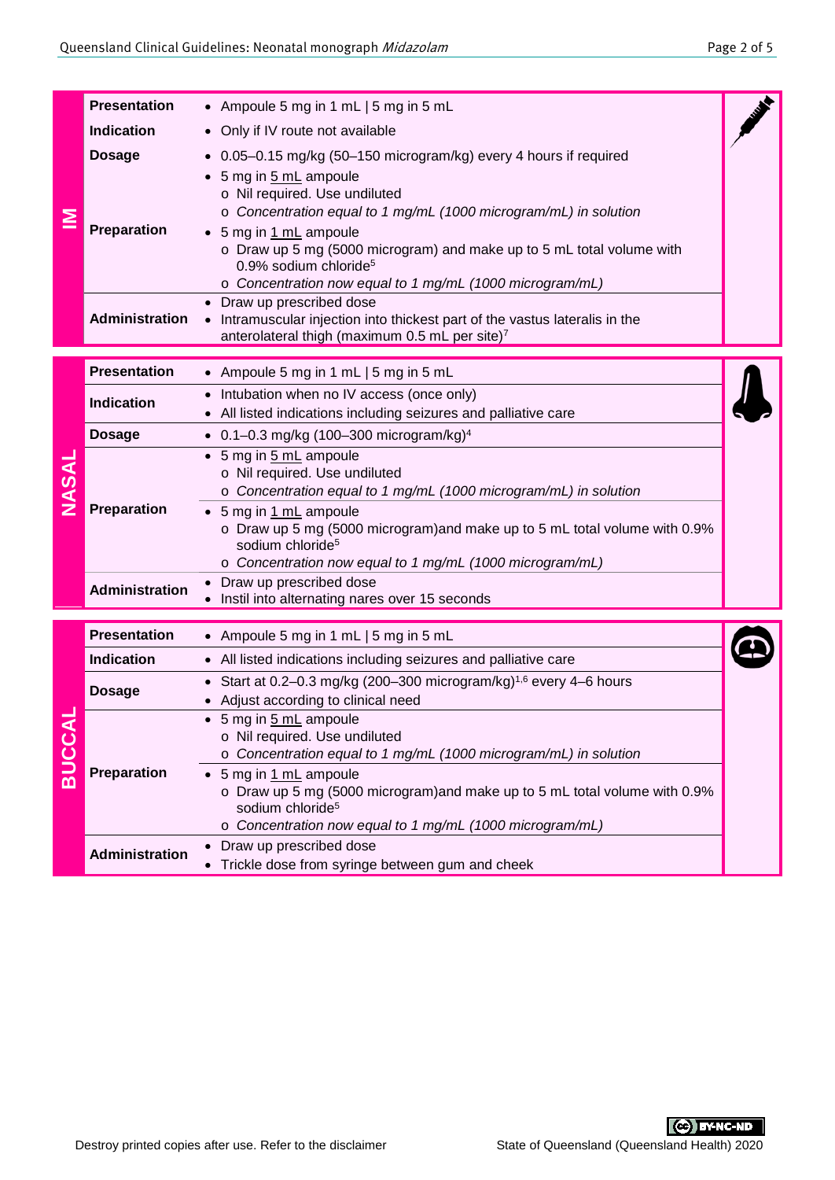| | | |
|---|---|---|
| **IM** | **Presentation** | • Ampoule 5 mg in 1 mL \| 5 mg in 5 mL |
| | **Indication** | • Only if IV route not available |
| | **Dosage** | • 0.05–0.15 mg/kg (50–150 microgram/kg) every 4 hours if required |
| | **Preparation** | • 5 mg in <u>5 mL</u> ampoule<br>  o Nil required. Use undiluted<br>  o *Concentration equal to 1 mg/mL (1000 microgram/mL) in solution*<br>• 5 mg in <u>1 mL</u> ampoule<br>  o Draw up 5 mg (5000 microgram) and make up to 5 mL total volume with 0.9% sodium chloride[5]<br>  o *Concentration now equal to 1 mg/mL (1000 microgram/mL)* |
| | **Administration** | • Draw up prescribed dose<br>• Intramuscular injection into thickest part of the vastus lateralis in the anterolateral thigh (maximum 0.5 mL per site)[7] |

| | | |
|---|---|---|
| **NASAL** | **Presentation** | • Ampoule 5 mg in 1 mL \| 5 mg in 5 mL |
| | **Indication** | • Intubation when no IV access (once only)<br>• All listed indications including seizures and palliative care |
| | **Dosage** | • 0.1–0.3 mg/kg (100–300 microgram/kg)[4] |
| | **Preparation** | • 5 mg in <u>5 mL</u> ampoule<br>  o Nil required. Use undiluted<br>  o *Concentration equal to 1 mg/mL (1000 microgram/mL) in solution*<br>• 5 mg in <u>1 mL</u> ampoule<br>  o Draw up 5 mg (5000 microgram)and make up to 5 mL total volume with 0.9% sodium chloride[5]<br>  o *Concentration now equal to 1 mg/mL (1000 microgram/mL)* |
| | **Administration** | • Draw up prescribed dose<br>• Instil into alternating nares over 15 seconds |

| | | |
|---|---|---|
| **BUCCAL** | **Presentation** | • Ampoule 5 mg in 1 mL \| 5 mg in 5 mL |
| | **Indication** | • All listed indications including seizures and palliative care |
| | **Dosage** | • Start at 0.2–0.3 mg/kg (200–300 microgram/kg)[1,6] every 4–6 hours<br>• Adjust according to clinical need |
| | **Preparation** | • 5 mg in <u>5 mL</u> ampoule<br>  o Nil required. Use undiluted<br>  o *Concentration equal to 1 mg/mL (1000 microgram/mL) in solution*<br>• 5 mg in <u>1 mL</u> ampoule<br>  o Draw up 5 mg (5000 microgram)and make up to 5 mL total volume with 0.9% sodium chloride[5]<br>  o *Concentration now equal to 1 mg/mL (1000 microgram/mL)* |
| | **Administration** | • Draw up prescribed dose<br>• Trickle dose from syringe between gum and cheek |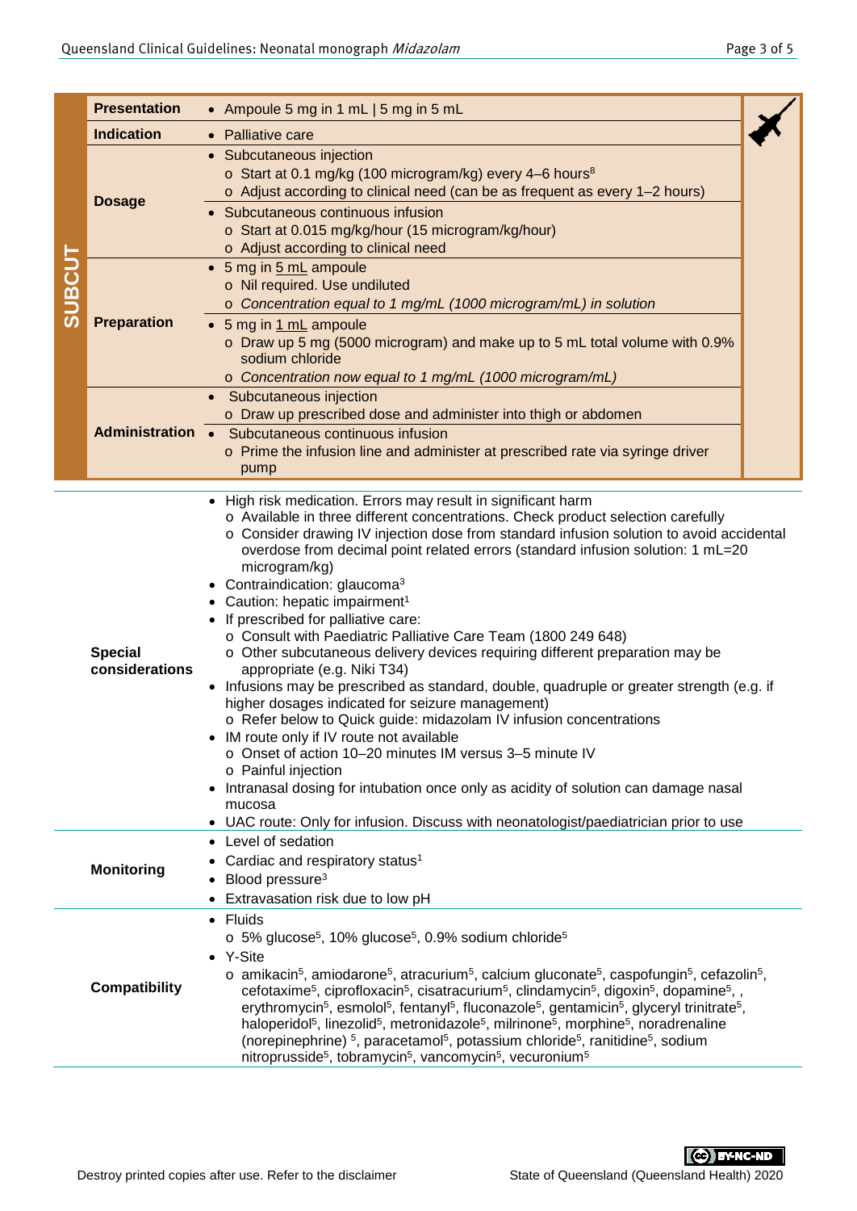| SUBCUT | | |
|---|---|---|
| | **Presentation** | • Ampoule 5 mg in 1 mL \| 5 mg in 5 mL |
| | **Indication** | • Palliative care |
| | **Dosage** | • Subcutaneous injection<br>  o Start at 0.1 mg/kg (100 microgram/kg) every 4–6 hours[8]<br>  o Adjust according to clinical need (can be as frequent as every 1–2 hours)<br>• Subcutaneous continuous infusion<br>  o Start at 0.015 mg/kg/hour (15 microgram/kg/hour)<br>  o Adjust according to clinical need |
| | **Preparation** | • 5 mg in 5 mL ampoule<br>  o Nil required. Use undiluted<br>  o *Concentration equal to 1 mg/mL (1000 microgram/mL) in solution*<br>• 5 mg in 1 mL ampoule<br>  o Draw up 5 mg (5000 microgram) and make up to 5 mL total volume with 0.9% sodium chloride<br>  o *Concentration now equal to 1 mg/mL (1000 microgram/mL)* |
| | **Administration** | • Subcutaneous injection<br>  o Draw up prescribed dose and administer into thigh or abdomen<br>• Subcutaneous continuous infusion<br>  o Prime the infusion line and administer at prescribed rate via syringe driver pump |

| | |
|---|---|
| **Special considerations** | • High risk medication. Errors may result in significant harm<br>  o Available in three different concentrations. Check product selection carefully<br>  o Consider drawing IV injection dose from standard infusion solution to avoid accidental overdose from decimal point related errors (standard infusion solution: 1 mL=20 microgram/kg)<br>• Contraindication: glaucoma[3]<br>• Caution: hepatic impairment[1]<br>• If prescribed for palliative care:<br>  o Consult with Paediatric Palliative Care Team (1800 249 648)<br>  o Other subcutaneous delivery devices requiring different preparation may be appropriate (e.g. Niki T34)<br>• Infusions may be prescribed as standard, double, quadruple or greater strength (e.g. if higher dosages indicated for seizure management)<br>  o Refer below to Quick guide: midazolam IV infusion concentrations<br>• IM route only if IV route not available<br>  o Onset of action 10–20 minutes IM versus 3–5 minute IV<br>  o Painful injection<br>• Intranasal dosing for intubation once only as acidity of solution can damage nasal mucosa<br>• UAC route: Only for infusion. Discuss with neonatologist/paediatrician prior to use |
| **Monitoring** | • Level of sedation<br>• Cardiac and respiratory status[1]<br>• Blood pressure[3]<br>• Extravasation risk due to low pH |
| **Compatibility** | • Fluids<br>  o 5% glucose[5], 10% glucose[5], 0.9% sodium chloride[5]<br>• Y-Site<br>  o amikacin[5], amiodarone[5], atracurium[5], calcium gluconate[5], caspofungin[5], cefazolin[5], cefotaxime[5], ciprofloxacin[5], cisatracurium[5], clindamycin[5], digoxin[5], dopamine[5], , erythromycin[5], esmolol[5], fentanyl[5], fluconazole[5], gentamicin[5], glyceryl trinitrate[5], haloperidol[5], linezolid[5], metronidazole[5], milrinone[5], morphine[5], noradrenaline (norepinephrine) [5], paracetamol[5], potassium chloride[5], ranitidine[5], sodium nitroprusside[5], tobramycin[5], vancomycin[5], vecuronium[5] |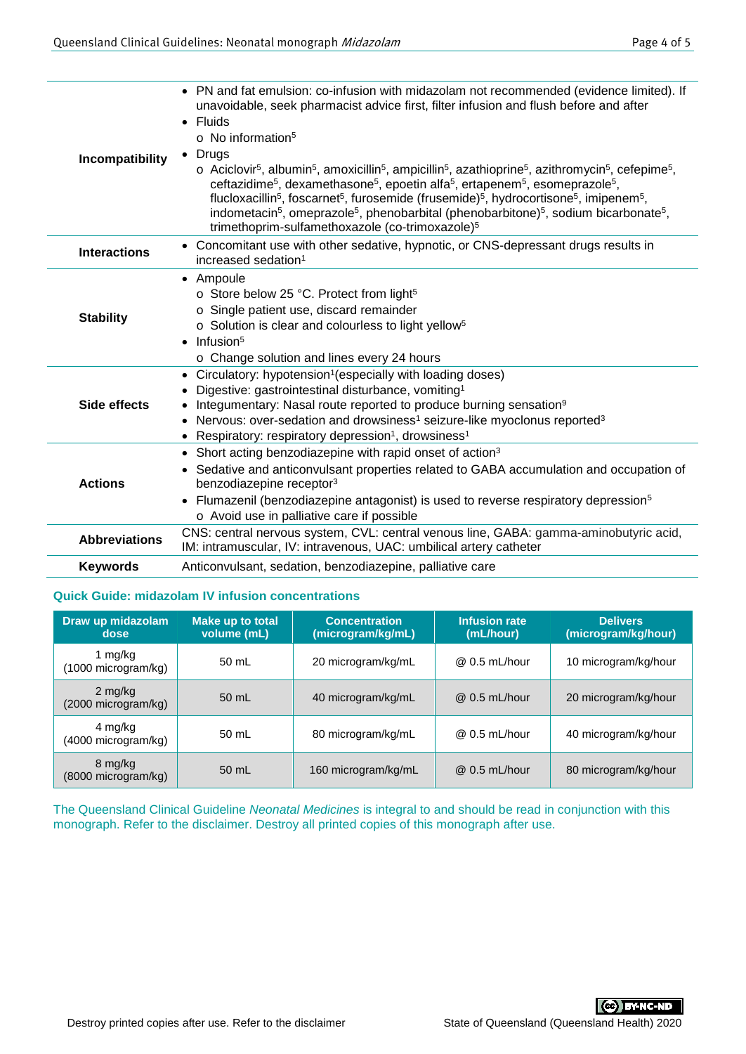| | |
|---|---|
| **Incompatibility** | • PN and fat emulsion: co-infusion with midazolam not recommended (evidence limited). If unavoidable, seek pharmacist advice first, filter infusion and flush before and after<br>• Fluids<br>  o No information[5]<br>• Drugs<br>  o Aciclovir[5], albumin[5], amoxicillin[5], ampicillin[5], azathioprine[5], azithromycin[5], cefepime[5], ceftazidime[5], dexamethasone[5], epoetin alfa[5], ertapenem[5], esomeprazole[5], flucloxacillin[5], foscarnet[5], furosemide (frusemide)[5], hydrocortisone[5], imipenem[5], indometacin[5], omeprazole[5], phenobarbital (phenobarbitone)[5], sodium bicarbonate[5], trimethoprim-sulfamethoxazole (co-trimoxazole)[5] |
| **Interactions** | • Concomitant use with other sedative, hypnotic, or CNS-depressant drugs results in increased sedation[1] |
| **Stability** | • Ampoule<br>  o Store below 25 °C. Protect from light[5]<br>  o Single patient use, discard remainder<br>  o Solution is clear and colourless to light yellow[5]<br>• Infusion[5]<br>  o Change solution and lines every 24 hours |
| **Side effects** | • Circulatory: hypotension[1](especially with loading doses)<br>• Digestive: gastrointestinal disturbance, vomiting[1]<br>• Integumentary: Nasal route reported to produce burning sensation[9]<br>• Nervous: over-sedation and drowsiness[1] seizure-like myoclonus reported[3]<br>• Respiratory: respiratory depression[1], drowsiness[1] |
| **Actions** | • Short acting benzodiazepine with rapid onset of action[3]<br>• Sedative and anticonvulsant properties related to GABA accumulation and occupation of benzodiazepine receptor[3]<br>• Flumazenil (benzodiazepine antagonist) is used to reverse respiratory depression[5]<br>  o Avoid use in palliative care if possible |
| **Abbreviations** | CNS: central nervous system, CVL: central venous line, GABA: gamma-aminobutyric acid, IM: intramuscular, IV: intravenous, UAC: umbilical artery catheter |
| **Keywords** | Anticonvulsant, sedation, benzodiazepine, palliative care |

### Quick Guide: midazolam IV infusion concentrations

| Draw up midazolam dose | Make up to total volume (mL) | Concentration (microgram/kg/mL) | Infusion rate (mL/hour) | Delivers (microgram/kg/hour) |
|---|---|---|---|---|
| 1 mg/kg (1000 microgram/kg) | 50 mL | 20 microgram/kg/mL | @ 0.5 mL/hour | 10 microgram/kg/hour |
| 2 mg/kg (2000 microgram/kg) | 50 mL | 40 microgram/kg/mL | @ 0.5 mL/hour | 20 microgram/kg/hour |
| 4 mg/kg (4000 microgram/kg) | 50 mL | 80 microgram/kg/mL | @ 0.5 mL/hour | 40 microgram/kg/hour |
| 8 mg/kg (8000 microgram/kg) | 50 mL | 160 microgram/kg/mL | @ 0.5 mL/hour | 80 microgram/kg/hour |

The Queensland Clinical Guideline *Neonatal Medicines* is integral to and should be read in conjunction with this monograph. Refer to the disclaimer. Destroy all printed copies of this monograph after use.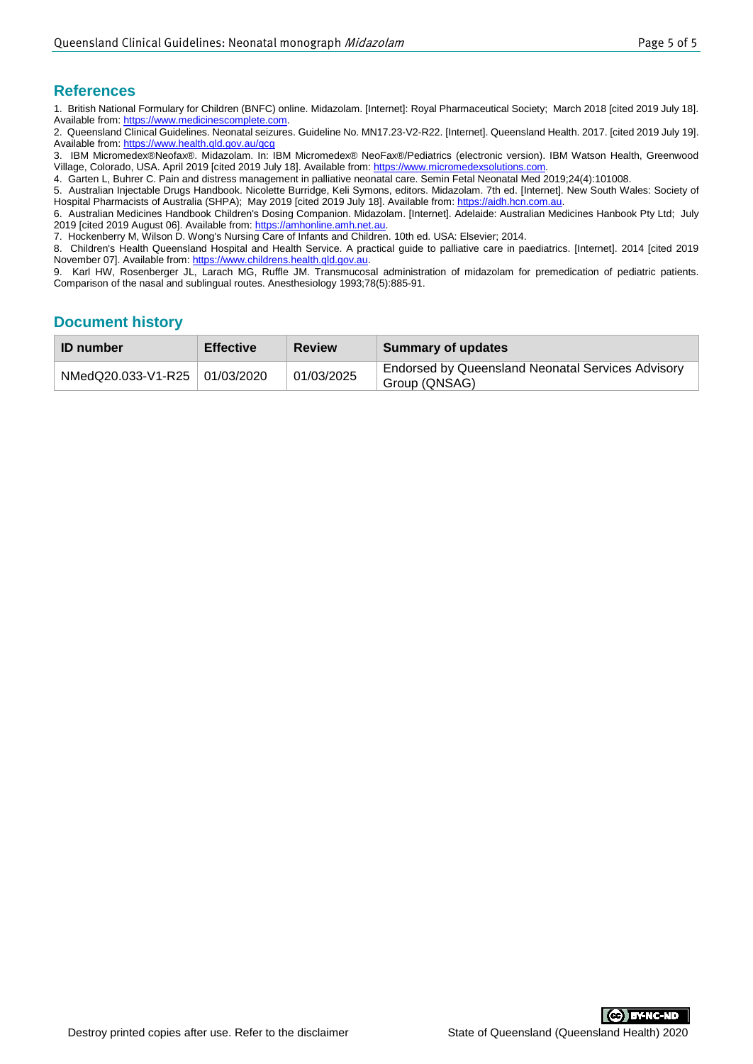## References

1. British National Formulary for Children (BNFC) online. Midazolam. [Internet]: Royal Pharmaceutical Society; March 2018 [cited 2019 July 18]. Available from: https://www.medicinescomplete.com.
2. Queensland Clinical Guidelines. Neonatal seizures. Guideline No. MN17.23-V2-R22. [Internet]. Queensland Health. 2017. [cited 2019 July 19]. Available from: https://www.health.qld.gov.au/qcg
3. IBM Micromedex®Neofax®. Midazolam. In: IBM Micromedex® NeoFax®/Pediatrics (electronic version). IBM Watson Health, Greenwood Village, Colorado, USA. April 2019 [cited 2019 July 18]. Available from: https://www.micromedexsolutions.com.
4. Garten L, Buhrer C. Pain and distress management in palliative neonatal care. Semin Fetal Neonatal Med 2019;24(4):101008.
5. Australian Injectable Drugs Handbook. Nicolette Burridge, Keli Symons, editors. Midazolam. 7th ed. [Internet]. New South Wales: Society of Hospital Pharmacists of Australia (SHPA); May 2019 [cited 2019 July 18]. Available from: https://aidh.hcn.com.au.
6. Australian Medicines Handbook Children's Dosing Companion. Midazolam. [Internet]. Adelaide: Australian Medicines Hanbook Pty Ltd; July 2019 [cited 2019 August 06]. Available from: https://amhonline.amh.net.au.
7. Hockenberry M, Wilson D. Wong's Nursing Care of Infants and Children. 10th ed. USA: Elsevier; 2014.
8. Children's Health Queensland Hospital and Health Service. A practical guide to palliative care in paediatrics. [Internet]. 2014 [cited 2019 November 07]. Available from: https://www.childrens.health.qld.gov.au.
9. Karl HW, Rosenberger JL, Larach MG, Ruffle JM. Transmucosal administration of midazolam for premedication of pediatric patients. Comparison of the nasal and sublingual routes. Anesthesiology 1993;78(5):885-91.

## Document history

| ID number | Effective | Review | Summary of updates |
|---|---|---|---|
| NMedQ20.033-V1-R25 | 01/03/2020 | 01/03/2025 | Endorsed by Queensland Neonatal Services Advisory Group (QNSAG) |

Destroy printed copies after use. Refer to the disclaimer

State of Queensland (Queensland Health) 2020